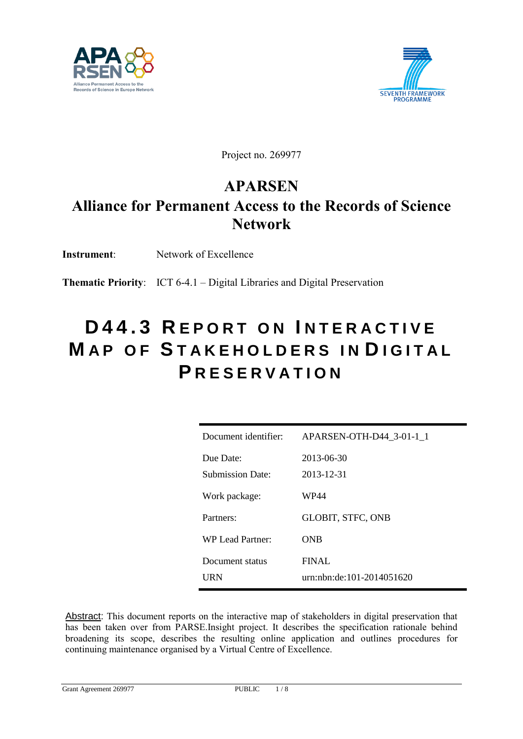Project no. 269977

# APARSEN

# Alliance for Permanent Access to the Records of Science Network

**Instrument**: Network of Excellence

**Thematic Priority**: ICT 6-4.1 – Digital Libraries and Digital Preservation

# D44.3 Report on Interactive Map of Stakeholders in Digital Preservation

| Document identifier: | APARSEN-OTH-D44_3-01-1_1 |
|---|---|
| Due Date: | 2013-06-30 |
| Submission Date: | 2013-12-31 |
| Work package: | WP44 |
| Partners: | GLOBIT, STFC, ONB |
| WP Lead Partner: | ONB |
| Document status | FINAL |
| URN | urn:nbn:de:101-2014051620 |

Abstract: This document reports on the interactive map of stakeholders in digital preservation that has been taken over from PARSE.Insight project. It describes the specification rationale behind broadening its scope, describes the resulting online application and outlines procedures for continuing maintenance organised by a Virtual Centre of Excellence.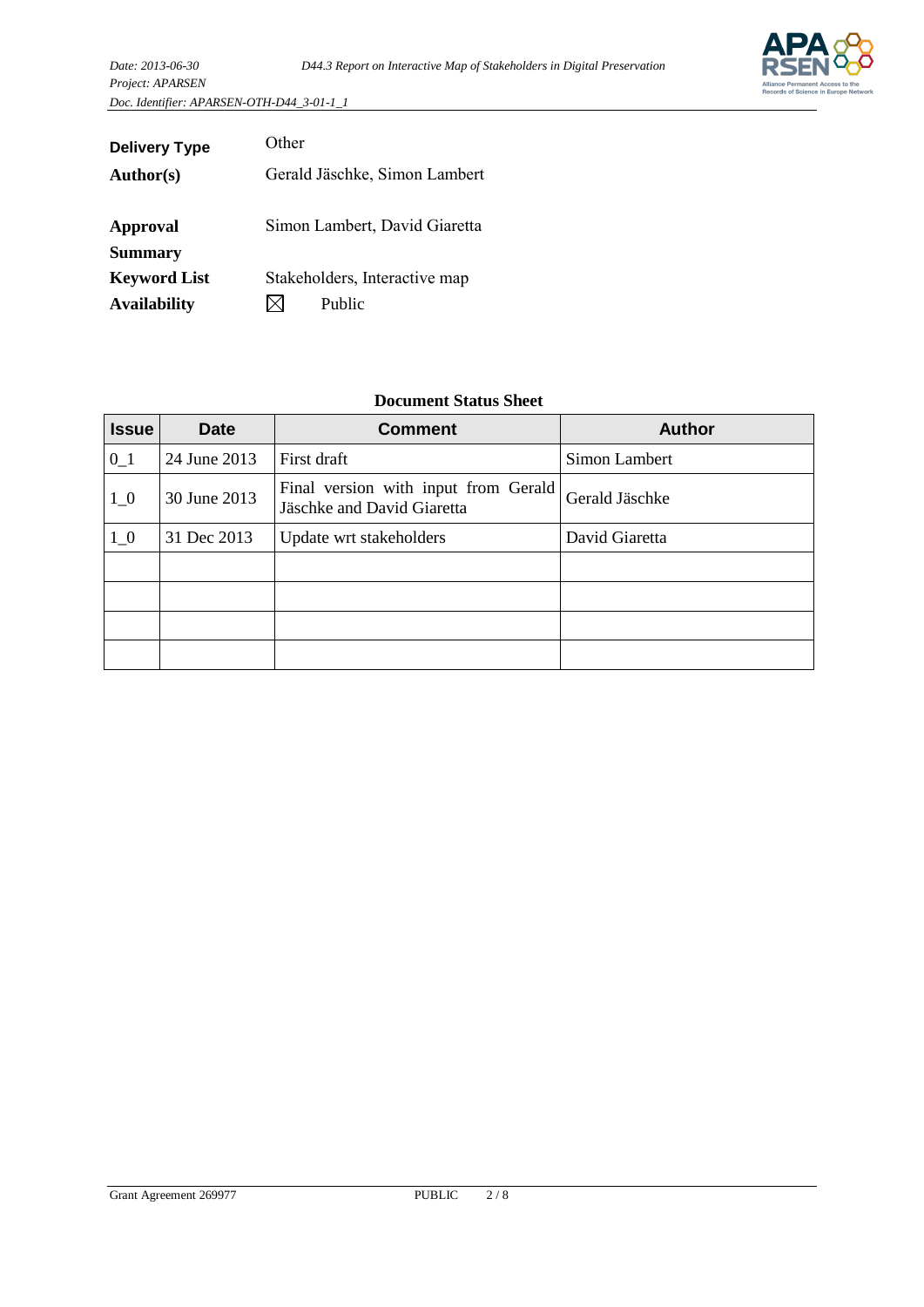| | |
|---|---|
| **Delivery Type** | Other |
| **Author(s)** | Gerald Jäschke, Simon Lambert |
| **Approval** | Simon Lambert, David Giaretta |
| **Summary** | |
| **Keyword List** | Stakeholders, Interactive map |
| **Availability** | ☒ Public |

**Document Status Sheet**

| Issue | Date | Comment | Author |
|---|---|---|---|
| 0_1 | 24 June 2013 | First draft | Simon Lambert |
| 1_0 | 30 June 2013 | Final version with input from Gerald Jäschke and David Giaretta | Gerald Jäschke |
| 1_0 | 31 Dec 2013 | Update wrt stakeholders | David Giaretta |
| | | | |
| | | | |
| | | | |
| | | | |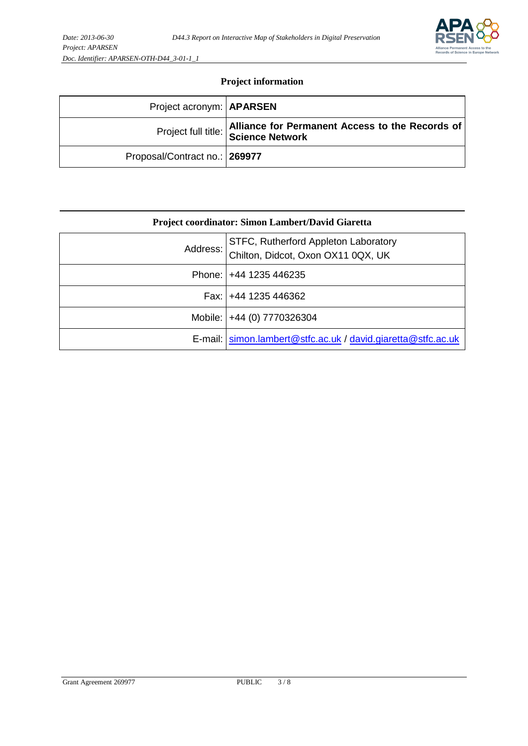## Project information

| Project acronym: | **APARSEN** |
|---|---|
| Project full title: | **Alliance for Permanent Access to the Records of Science Network** |
| Proposal/Contract no.: | **269977** |

## Project coordinator: Simon Lambert/David Giaretta

| Address: | STFC, Rutherford Appleton Laboratory<br>Chilton, Didcot, Oxon OX11 0QX, UK |
|---|---|
| Phone: | +44 1235 446235 |
| Fax: | +44 1235 446362 |
| Mobile: | +44 (0) 7770326304 |
| E-mail: | simon.lambert@stfc.ac.uk / david.giaretta@stfc.ac.uk |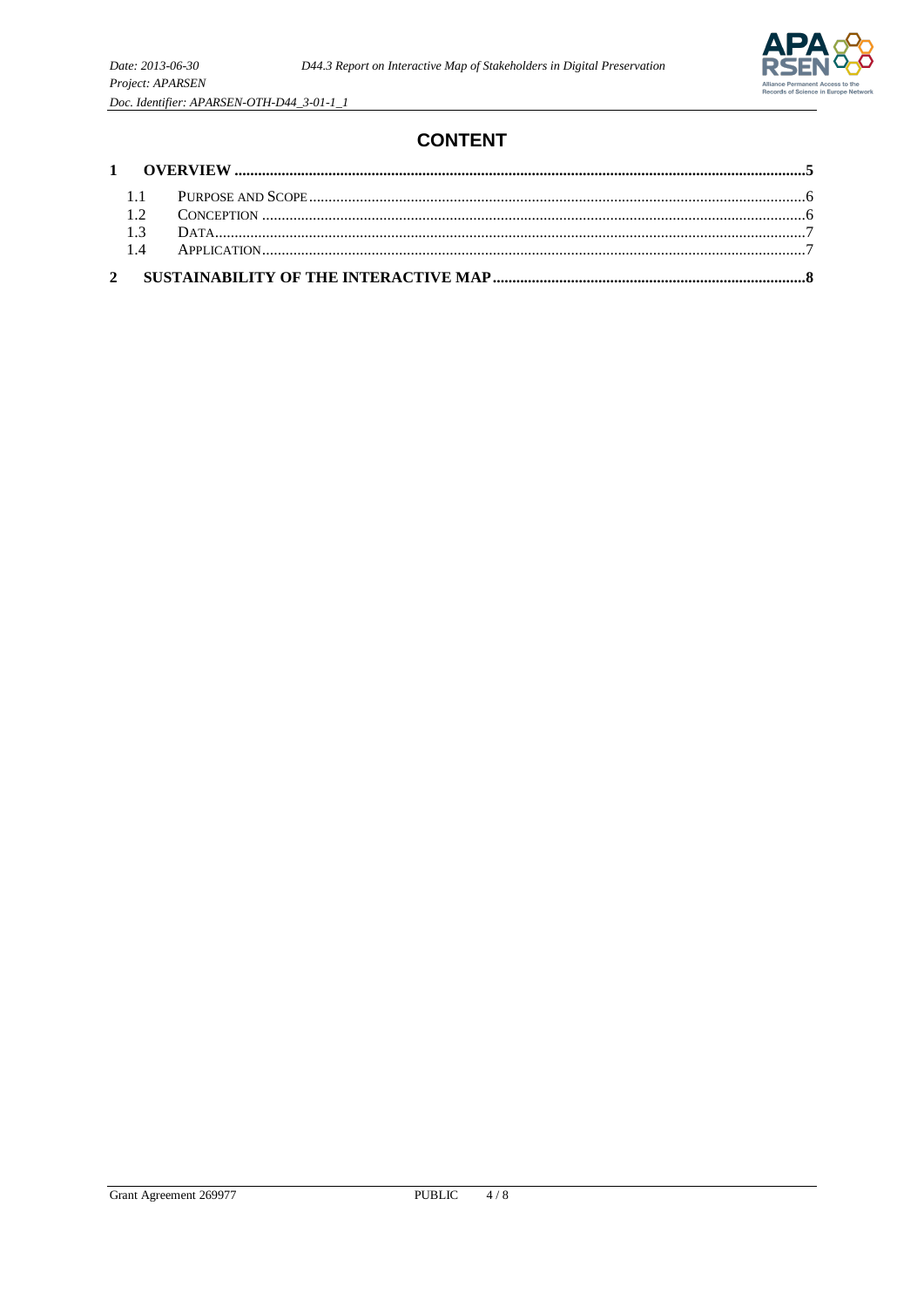# CONTENT

1 OVERVIEW ........................................................................................................................................5

1.1 PURPOSE AND SCOPE ..............................................................................................................................6

1.2 CONCEPTION ..........................................................................................................................................6

1.3 DATA .......................................................................................................................................................7

1.4 APPLICATION ...........................................................................................................................................7

2 SUSTAINABILITY OF THE INTERACTIVE MAP ...........................................................................................8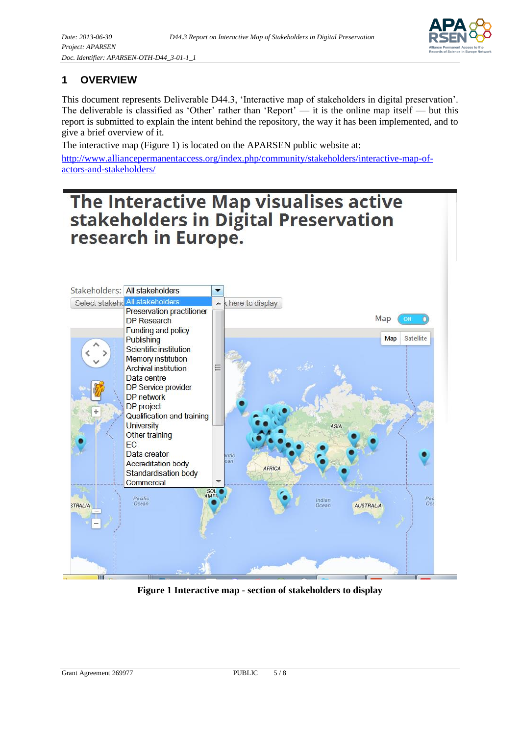# 1 OVERVIEW

This document represents Deliverable D44.3, 'Interactive map of stakeholders in digital preservation'. The deliverable is classified as 'Other' rather than 'Report' — it is the online map itself — but this report is submitted to explain the intent behind the repository, the way it has been implemented, and to give a brief overview of it.

The interactive map (Figure 1) is located on the APARSEN public website at:

http://www.alliancepermanentaccess.org/index.php/community/stakeholders/interactive-map-of-actors-and-stakeholders/

**Figure 1 Interactive map - section of stakeholders to display**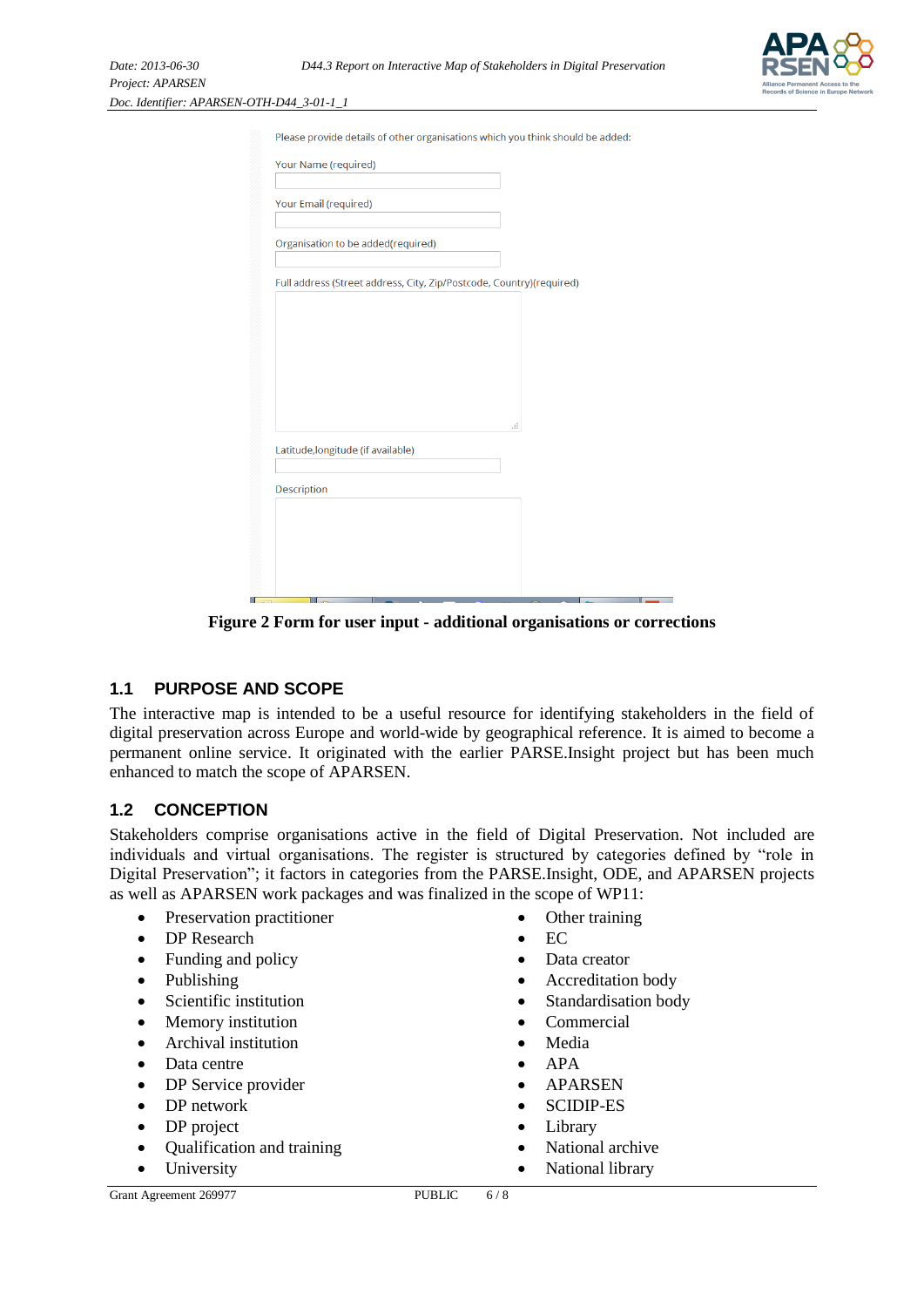Please provide details of other organisations which you think should be added:

Your Name (required)

Your Email (required)

Organisation to be added(required)

Full address (Street address, City, Zip/Postcode, Country)(required)

Latitude,longitude (if available)

Description

**Figure 2 Form for user input - additional organisations or corrections**

## 1.1 PURPOSE AND SCOPE

The interactive map is intended to be a useful resource for identifying stakeholders in the field of digital preservation across Europe and world-wide by geographical reference. It is aimed to become a permanent online service. It originated with the earlier PARSE.Insight project but has been much enhanced to match the scope of APARSEN.

## 1.2 CONCEPTION

Stakeholders comprise organisations active in the field of Digital Preservation. Not included are individuals and virtual organisations. The register is structured by categories defined by "role in Digital Preservation"; it factors in categories from the PARSE.Insight, ODE, and APARSEN projects as well as APARSEN work packages and was finalized in the scope of WP11:

- Preservation practitioner
- DP Research
- Funding and policy
- Publishing
- Scientific institution
- Memory institution
- Archival institution
- Data centre
- DP Service provider
- DP network
- DP project
- Qualification and training
- University
- Other training
- EC
- Data creator
- Accreditation body
- Standardisation body
- Commercial
- Media
- APA
- APARSEN
- SCIDIP-ES
- Library
- National archive
- National library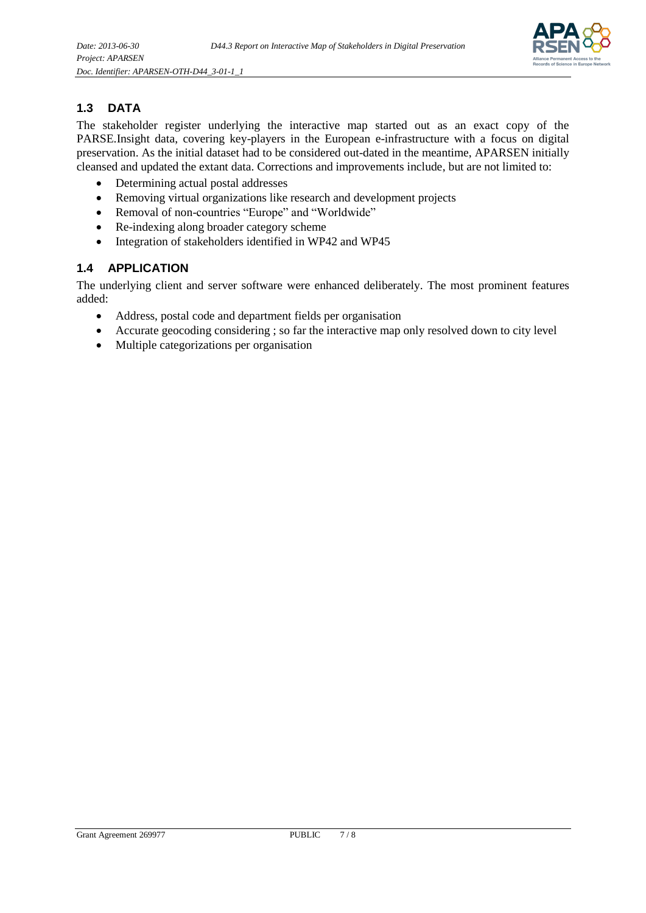## 1.3 DATA

The stakeholder register underlying the interactive map started out as an exact copy of the PARSE.Insight data, covering key-players in the European e-infrastructure with a focus on digital preservation. As the initial dataset had to be considered out-dated in the meantime, APARSEN initially cleansed and updated the extant data. Corrections and improvements include, but are not limited to:

- Determining actual postal addresses
- Removing virtual organizations like research and development projects
- Removal of non-countries "Europe" and "Worldwide"
- Re-indexing along broader category scheme
- Integration of stakeholders identified in WP42 and WP45

## 1.4 APPLICATION

The underlying client and server software were enhanced deliberately. The most prominent features added:

- Address, postal code and department fields per organisation
- Accurate geocoding considering ; so far the interactive map only resolved down to city level
- Multiple categorizations per organisation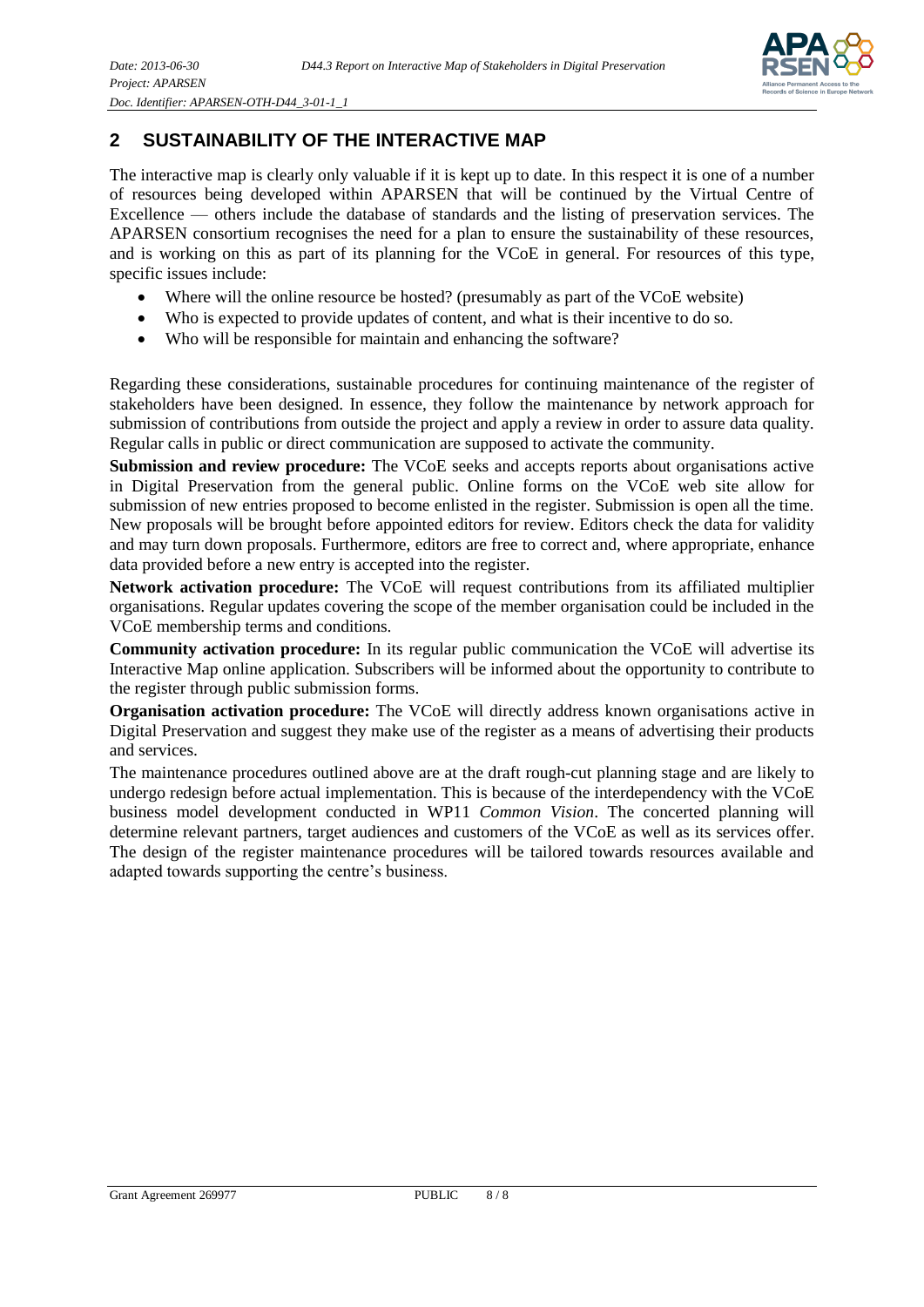## 2 SUSTAINABILITY OF THE INTERACTIVE MAP

The interactive map is clearly only valuable if it is kept up to date. In this respect it is one of a number of resources being developed within APARSEN that will be continued by the Virtual Centre of Excellence — others include the database of standards and the listing of preservation services. The APARSEN consortium recognises the need for a plan to ensure the sustainability of these resources, and is working on this as part of its planning for the VCoE in general. For resources of this type, specific issues include:

- Where will the online resource be hosted? (presumably as part of the VCoE website)
- Who is expected to provide updates of content, and what is their incentive to do so.
- Who will be responsible for maintain and enhancing the software?

Regarding these considerations, sustainable procedures for continuing maintenance of the register of stakeholders have been designed. In essence, they follow the maintenance by network approach for submission of contributions from outside the project and apply a review in order to assure data quality. Regular calls in public or direct communication are supposed to activate the community.

**Submission and review procedure:** The VCoE seeks and accepts reports about organisations active in Digital Preservation from the general public. Online forms on the VCoE web site allow for submission of new entries proposed to become enlisted in the register. Submission is open all the time. New proposals will be brought before appointed editors for review. Editors check the data for validity and may turn down proposals. Furthermore, editors are free to correct and, where appropriate, enhance data provided before a new entry is accepted into the register.

**Network activation procedure:** The VCoE will request contributions from its affiliated multiplier organisations. Regular updates covering the scope of the member organisation could be included in the VCoE membership terms and conditions.

**Community activation procedure:** In its regular public communication the VCoE will advertise its Interactive Map online application. Subscribers will be informed about the opportunity to contribute to the register through public submission forms.

**Organisation activation procedure:** The VCoE will directly address known organisations active in Digital Preservation and suggest they make use of the register as a means of advertising their products and services.

The maintenance procedures outlined above are at the draft rough-cut planning stage and are likely to undergo redesign before actual implementation. This is because of the interdependency with the VCoE business model development conducted in WP11 *Common Vision*. The concerted planning will determine relevant partners, target audiences and customers of the VCoE as well as its services offer. The design of the register maintenance procedures will be tailored towards resources available and adapted towards supporting the centre's business.